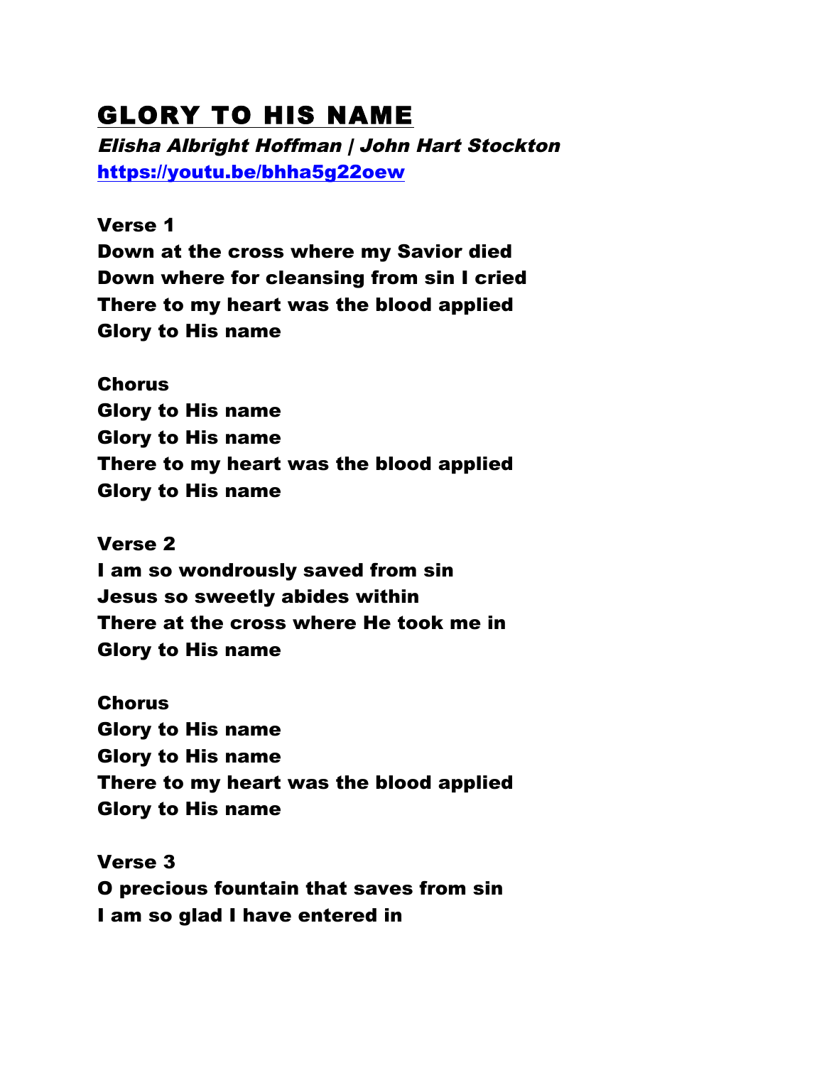# GLORY TO HIS NAME

***Elisha Albright Hoffman | John Hart Stockton***

[https://youtu.be/bhha5g22oew](https://youtu.be/bhha5g22oew)

**Verse 1**

**Down at the cross where my Savior died**
**Down where for cleansing from sin I cried**
**There to my heart was the blood applied**
**Glory to His name**

**Chorus**

**Glory to His name**
**Glory to His name**
**There to my heart was the blood applied**
**Glory to His name**

**Verse 2**

**I am so wondrously saved from sin**
**Jesus so sweetly abides within**
**There at the cross where He took me in**
**Glory to His name**

**Chorus**

**Glory to His name**
**Glory to His name**
**There to my heart was the blood applied**
**Glory to His name**

**Verse 3**

**O precious fountain that saves from sin**
**I am so glad I have entered in**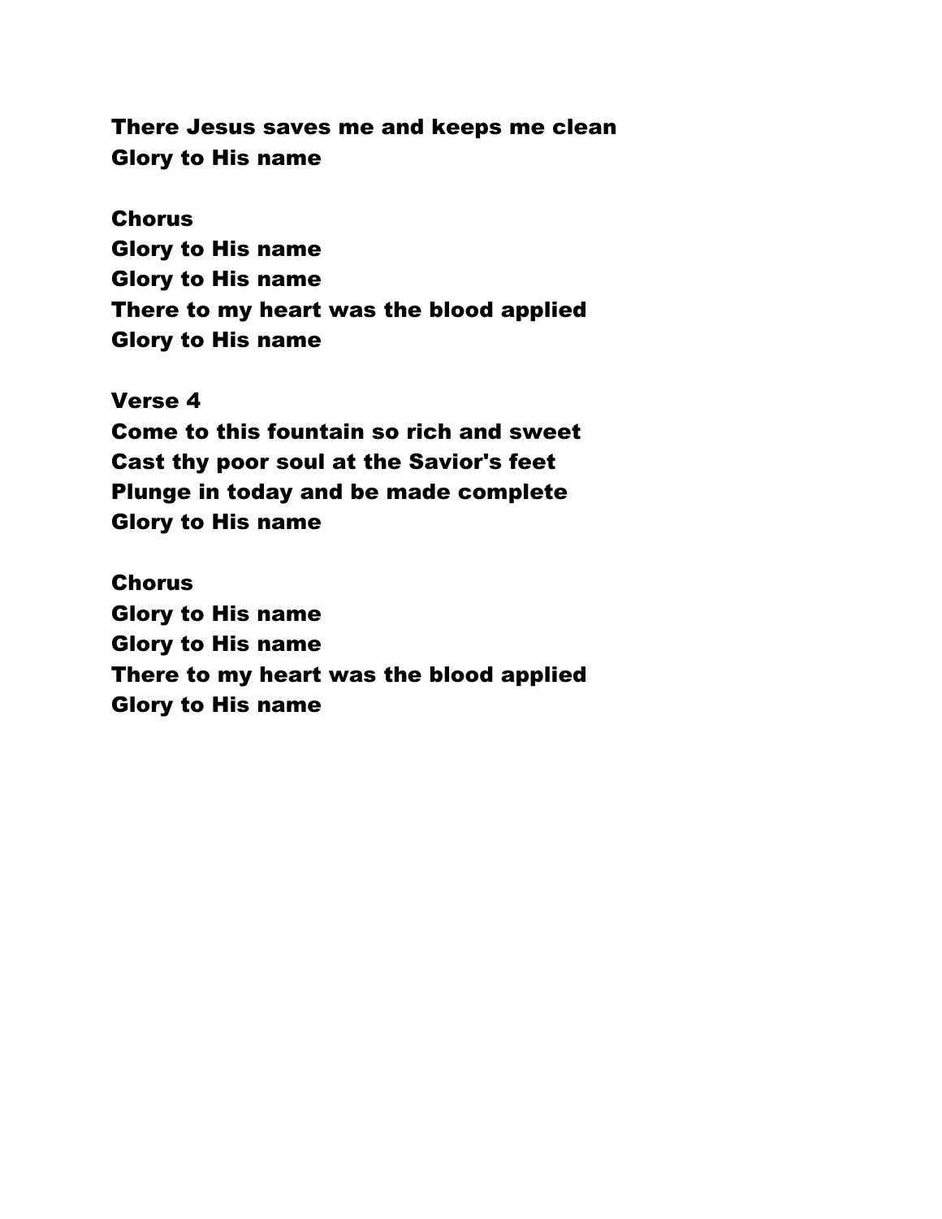**There Jesus saves me and keeps me clean**
**Glory to His name**

**Chorus**
**Glory to His name**
**Glory to His name**
**There to my heart was the blood applied**
**Glory to His name**

**Verse 4**
**Come to this fountain so rich and sweet**
**Cast thy poor soul at the Savior's feet**
**Plunge in today and be made complete**
**Glory to His name**

**Chorus**
**Glory to His name**
**Glory to His name**
**There to my heart was the blood applied**
**Glory to His name**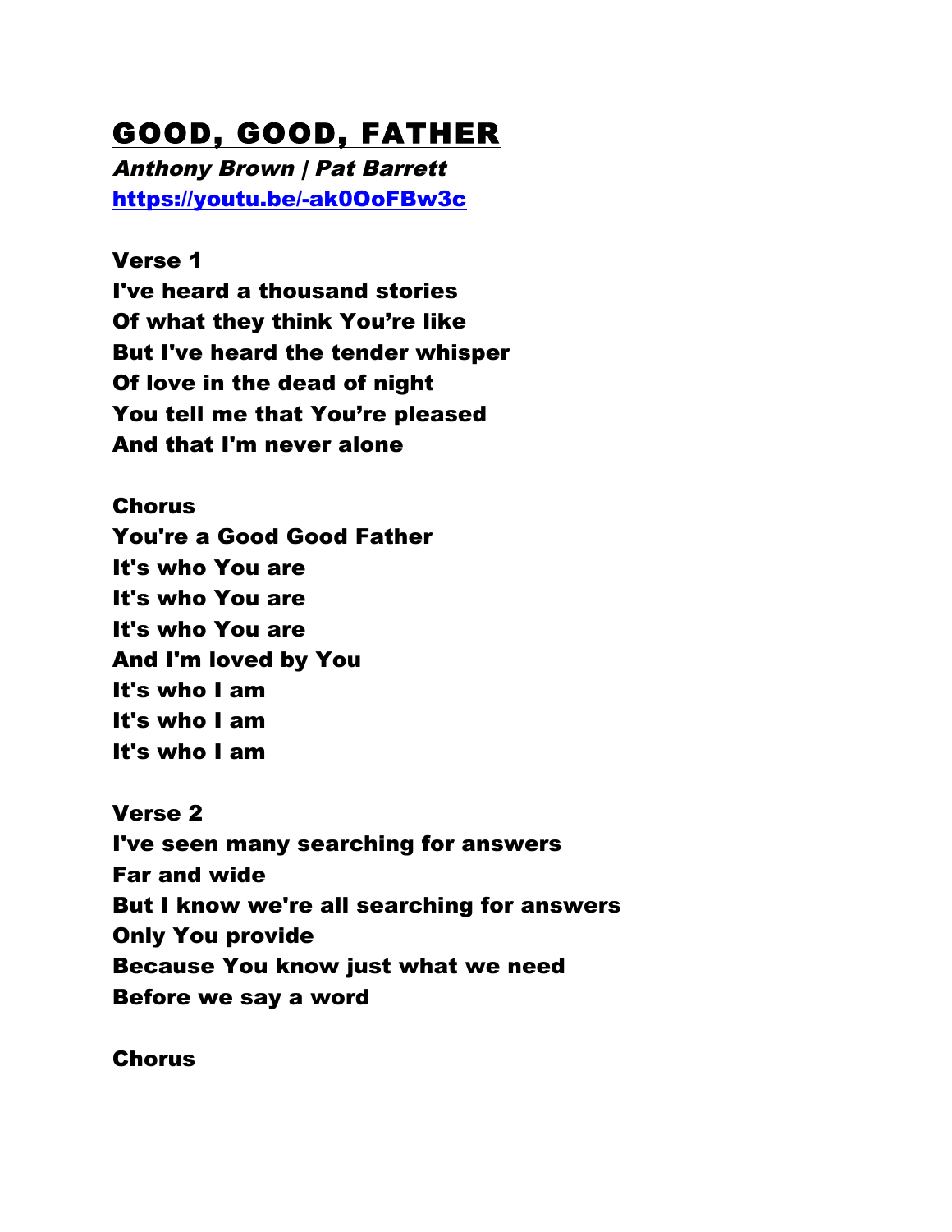# GOOD, GOOD, FATHER

***Anthony Brown | Pat Barrett***

**https://youtu.be/-ak0OoFBw3c**

**Verse 1**

**I've heard a thousand stories**
**Of what they think You're like**
**But I've heard the tender whisper**
**Of love in the dead of night**
**You tell me that You're pleased**
**And that I'm never alone**

**Chorus**

**You're a Good Good Father**
**It's who You are**
**It's who You are**
**It's who You are**
**And I'm loved by You**
**It's who I am**
**It's who I am**
**It's who I am**

**Verse 2**

**I've seen many searching for answers**
**Far and wide**
**But I know we're all searching for answers**
**Only You provide**
**Because You know just what we need**
**Before we say a word**

**Chorus**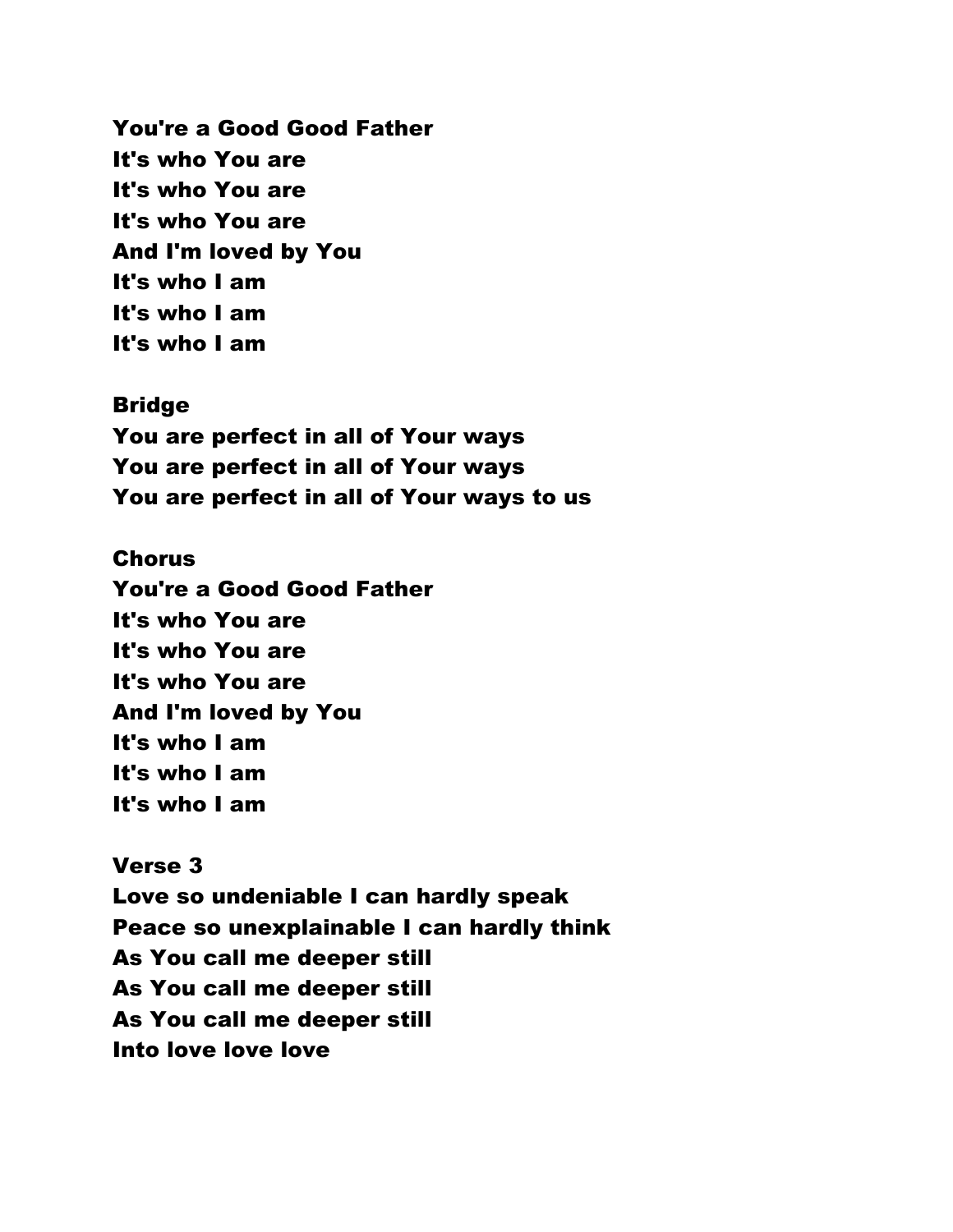**You're a Good Good Father**
**It's who You are**
**It's who You are**
**It's who You are**
**And I'm loved by You**
**It's who I am**
**It's who I am**
**It's who I am**

**Bridge**
**You are perfect in all of Your ways**
**You are perfect in all of Your ways**
**You are perfect in all of Your ways to us**

**Chorus**
**You're a Good Good Father**
**It's who You are**
**It's who You are**
**It's who You are**
**And I'm loved by You**
**It's who I am**
**It's who I am**
**It's who I am**

**Verse 3**
**Love so undeniable I can hardly speak**
**Peace so unexplainable I can hardly think**
**As You call me deeper still**
**As You call me deeper still**
**As You call me deeper still**
**Into love love love**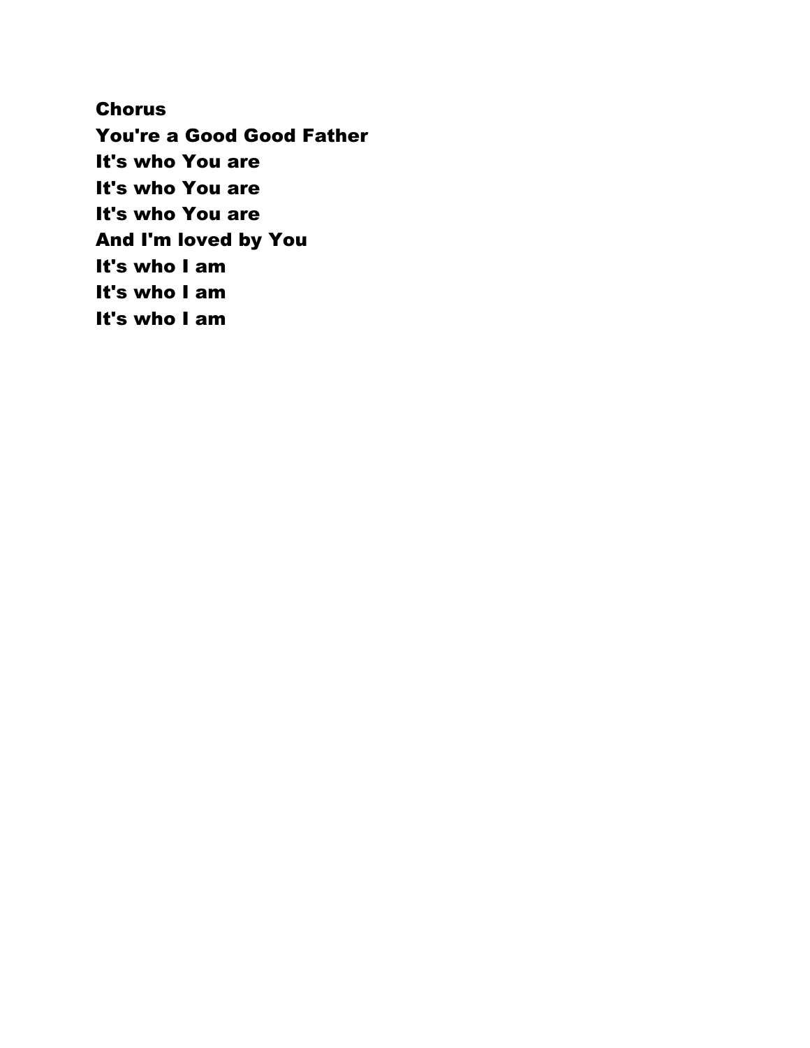**Chorus**
**You're a Good Good Father**
**It's who You are**
**It's who You are**
**It's who You are**
**And I'm loved by You**
**It's who I am**
**It's who I am**
**It's who I am**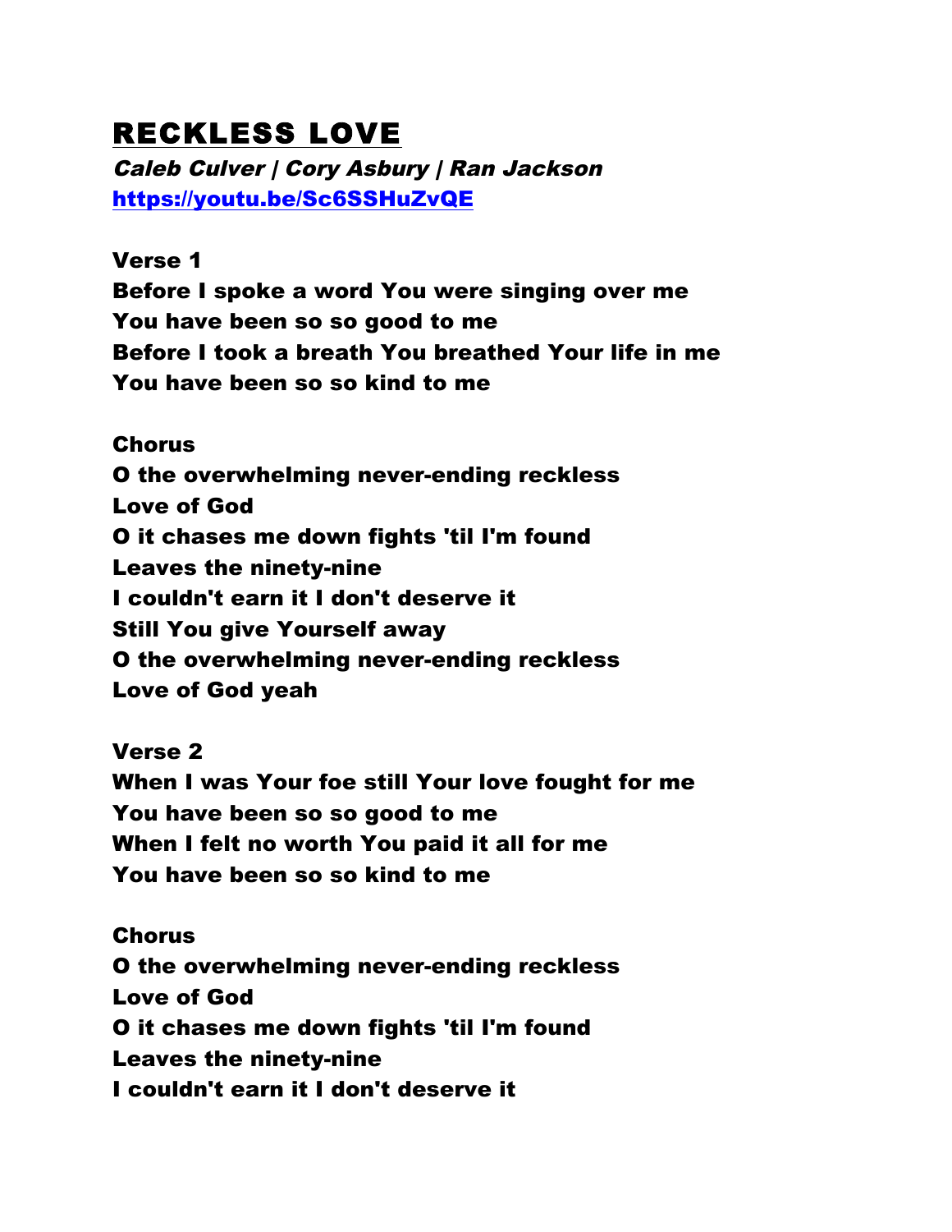# RECKLESS LOVE

*Caleb Culver | Cory Asbury | Ran Jackson*
https://youtu.be/Sc6SSHuZvQE

**Verse 1**
**Before I spoke a word You were singing over me**
**You have been so so good to me**
**Before I took a breath You breathed Your life in me**
**You have been so so kind to me**

**Chorus**
**O the overwhelming never-ending reckless**
**Love of God**
**O it chases me down fights 'til I'm found**
**Leaves the ninety-nine**
**I couldn't earn it I don't deserve it**
**Still You give Yourself away**
**O the overwhelming never-ending reckless**
**Love of God yeah**

**Verse 2**
**When I was Your foe still Your love fought for me**
**You have been so so good to me**
**When I felt no worth You paid it all for me**
**You have been so so kind to me**

**Chorus**
**O the overwhelming never-ending reckless**
**Love of God**
**O it chases me down fights 'til I'm found**
**Leaves the ninety-nine**
**I couldn't earn it I don't deserve it**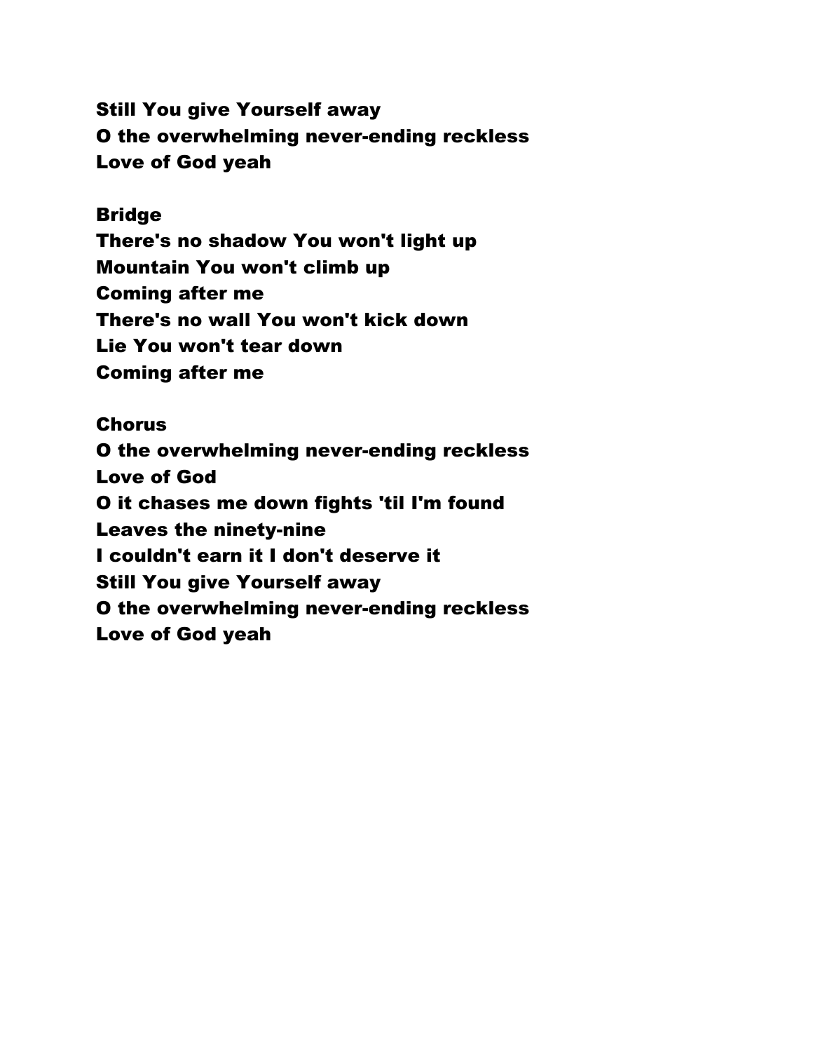**Still You give Yourself away**
**O the overwhelming never-ending reckless**
**Love of God yeah**

**Bridge**
**There's no shadow You won't light up**
**Mountain You won't climb up**
**Coming after me**
**There's no wall You won't kick down**
**Lie You won't tear down**
**Coming after me**

**Chorus**
**O the overwhelming never-ending reckless**
**Love of God**
**O it chases me down fights 'til I'm found**
**Leaves the ninety-nine**
**I couldn't earn it I don't deserve it**
**Still You give Yourself away**
**O the overwhelming never-ending reckless**
**Love of God yeah**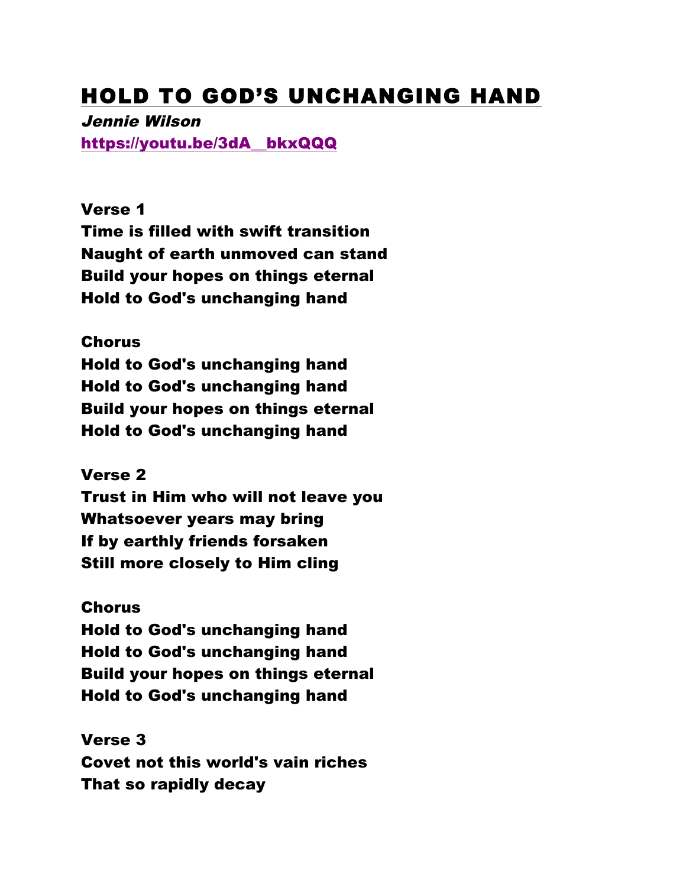# HOLD TO GOD'S UNCHANGING HAND

***Jennie Wilson***

**https://youtu.be/3dA__bkxQQQ**

**Verse 1**
**Time is filled with swift transition**
**Naught of earth unmoved can stand**
**Build your hopes on things eternal**
**Hold to God's unchanging hand**

**Chorus**
**Hold to God's unchanging hand**
**Hold to God's unchanging hand**
**Build your hopes on things eternal**
**Hold to God's unchanging hand**

**Verse 2**
**Trust in Him who will not leave you**
**Whatsoever years may bring**
**If by earthly friends forsaken**
**Still more closely to Him cling**

**Chorus**
**Hold to God's unchanging hand**
**Hold to God's unchanging hand**
**Build your hopes on things eternal**
**Hold to God's unchanging hand**

**Verse 3**
**Covet not this world's vain riches**
**That so rapidly decay**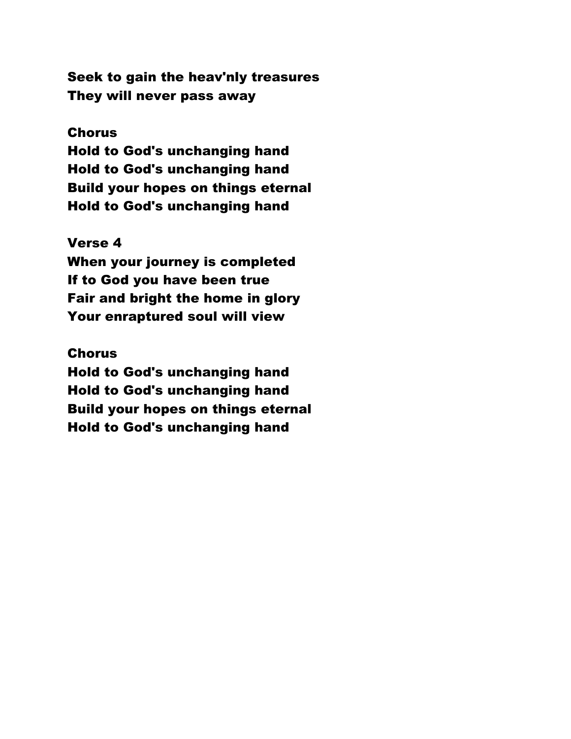**Seek to gain the heav'nly treasures**
**They will never pass away**

**Chorus**
**Hold to God's unchanging hand**
**Hold to God's unchanging hand**
**Build your hopes on things eternal**
**Hold to God's unchanging hand**

**Verse 4**
**When your journey is completed**
**If to God you have been true**
**Fair and bright the home in glory**
**Your enraptured soul will view**

**Chorus**
**Hold to God's unchanging hand**
**Hold to God's unchanging hand**
**Build your hopes on things eternal**
**Hold to God's unchanging hand**